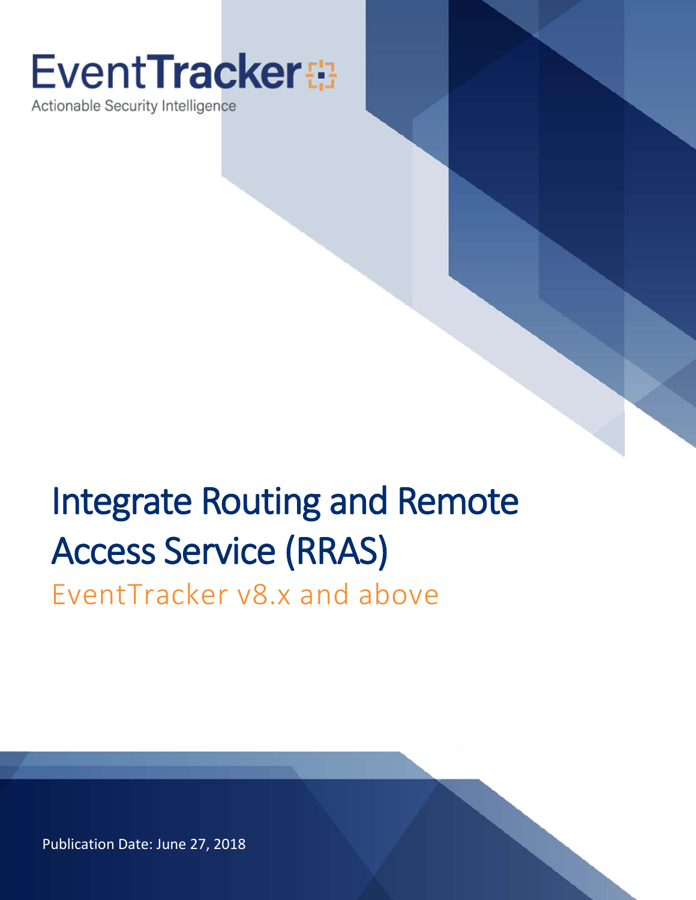EventTracker

Actionable Security Intelligence

# Integrate Routing and Remote Access Service (RRAS)

## EventTracker v8.x and above

Publication Date: June 27, 2018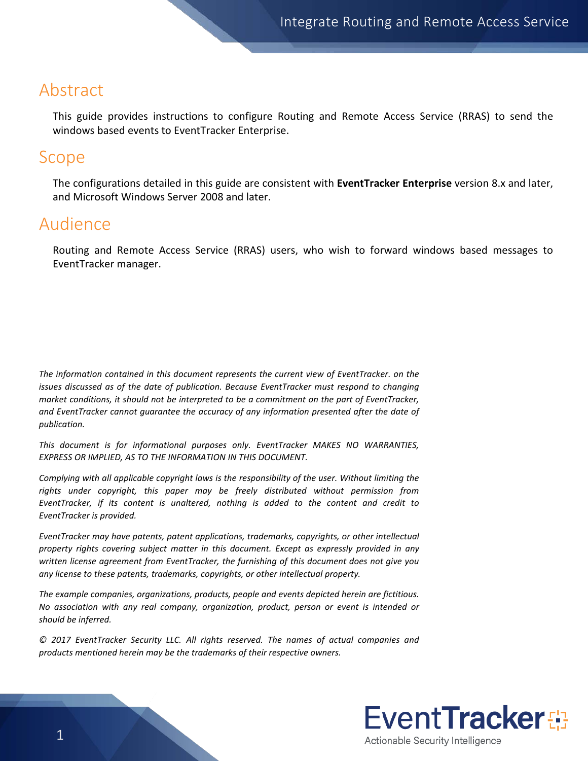# Abstract

This guide provides instructions to configure Routing and Remote Access Service (RRAS) to send the windows based events to EventTracker Enterprise.

# Scope

The configurations detailed in this guide are consistent with **EventTracker Enterprise** version 8.x and later, and Microsoft Windows Server 2008 and later.

# Audience

Routing and Remote Access Service (RRAS) users, who wish to forward windows based messages to EventTracker manager.

*The information contained in this document represents the current view of EventTracker. on the issues discussed as of the date of publication. Because EventTracker must respond to changing market conditions, it should not be interpreted to be a commitment on the part of EventTracker, and EventTracker cannot guarantee the accuracy of any information presented after the date of publication.*

*This document is for informational purposes only. EventTracker MAKES NO WARRANTIES, EXPRESS OR IMPLIED, AS TO THE INFORMATION IN THIS DOCUMENT.*

*Complying with all applicable copyright laws is the responsibility of the user. Without limiting the rights under copyright, this paper may be freely distributed without permission from EventTracker, if its content is unaltered, nothing is added to the content and credit to EventTracker is provided.*

*EventTracker may have patents, patent applications, trademarks, copyrights, or other intellectual property rights covering subject matter in this document. Except as expressly provided in any written license agreement from EventTracker, the furnishing of this document does not give you any license to these patents, trademarks, copyrights, or other intellectual property.*

*The example companies, organizations, products, people and events depicted herein are fictitious. No association with any real company, organization, product, person or event is intended or should be inferred.*

*© 2017 EventTracker Security LLC. All rights reserved. The names of actual companies and products mentioned herein may be the trademarks of their respective owners.*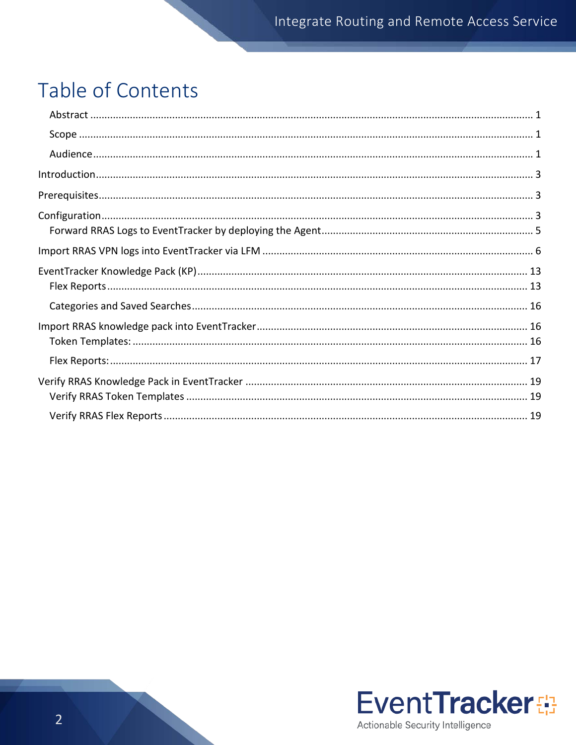# Table of Contents

- Abstract ........ 1
- Scope ........ 1
- Audience ........ 1
- Introduction ........ 3
- Prerequisites ........ 3
- Configuration ........ 3
  - Forward RRAS Logs to EventTracker by deploying the Agent ........ 5
- Import RRAS VPN logs into EventTracker via LFM ........ 6
- EventTracker Knowledge Pack (KP) ........ 13
  - Flex Reports ........ 13
  - Categories and Saved Searches ........ 16
- Import RRAS knowledge pack into EventTracker ........ 16
  - Token Templates: ........ 16
  - Flex Reports: ........ 17
- Verify RRAS Knowledge Pack in EventTracker ........ 19
  - Verify RRAS Token Templates ........ 19
  - Verify RRAS Flex Reports ........ 19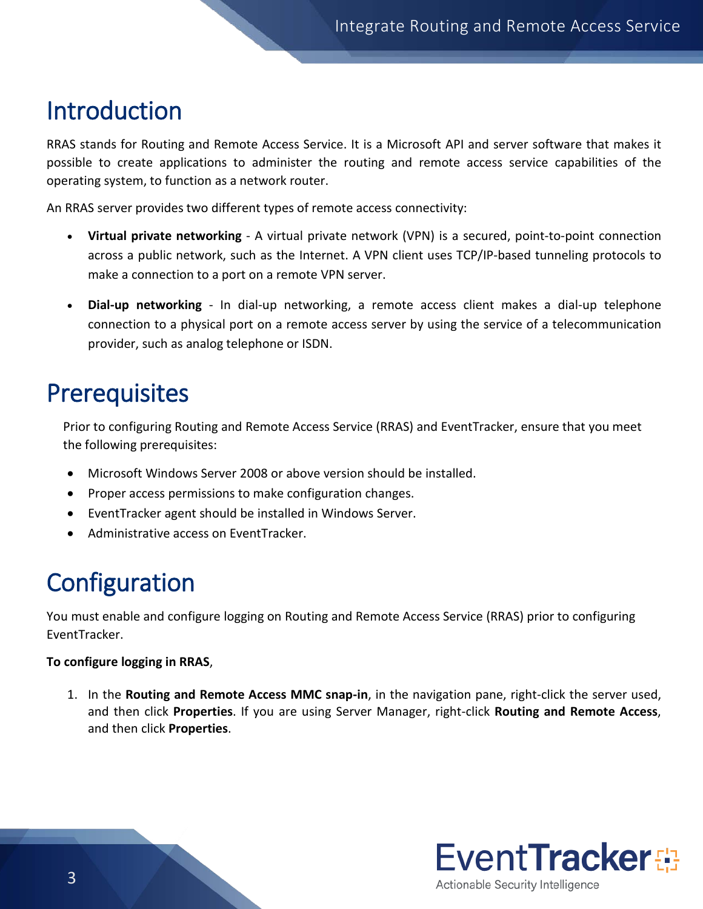# Introduction

RRAS stands for Routing and Remote Access Service. It is a Microsoft API and server software that makes it possible to create applications to administer the routing and remote access service capabilities of the operating system, to function as a network router.

An RRAS server provides two different types of remote access connectivity:

- **Virtual private networking** - A virtual private network (VPN) is a secured, point-to-point connection across a public network, such as the Internet. A VPN client uses TCP/IP-based tunneling protocols to make a connection to a port on a remote VPN server.
- **Dial-up networking** - In dial-up networking, a remote access client makes a dial-up telephone connection to a physical port on a remote access server by using the service of a telecommunication provider, such as analog telephone or ISDN.

# Prerequisites

Prior to configuring Routing and Remote Access Service (RRAS) and EventTracker, ensure that you meet the following prerequisites:

- Microsoft Windows Server 2008 or above version should be installed.
- Proper access permissions to make configuration changes.
- EventTracker agent should be installed in Windows Server.
- Administrative access on EventTracker.

# Configuration

You must enable and configure logging on Routing and Remote Access Service (RRAS) prior to configuring EventTracker.

**To configure logging in RRAS**,

1. In the **Routing and Remote Access MMC snap-in**, in the navigation pane, right-click the server used, and then click **Properties**. If you are using Server Manager, right-click **Routing and Remote Access**, and then click **Properties**.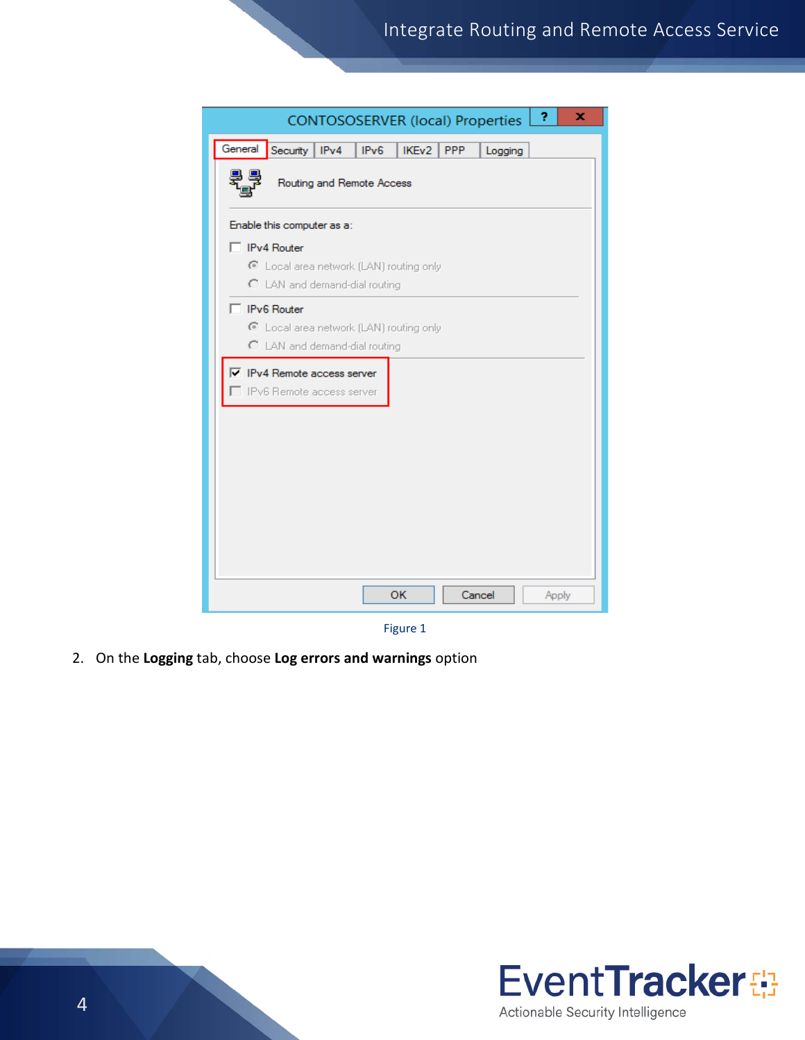Figure 1

2. On the **Logging** tab, choose **Log errors and warnings** option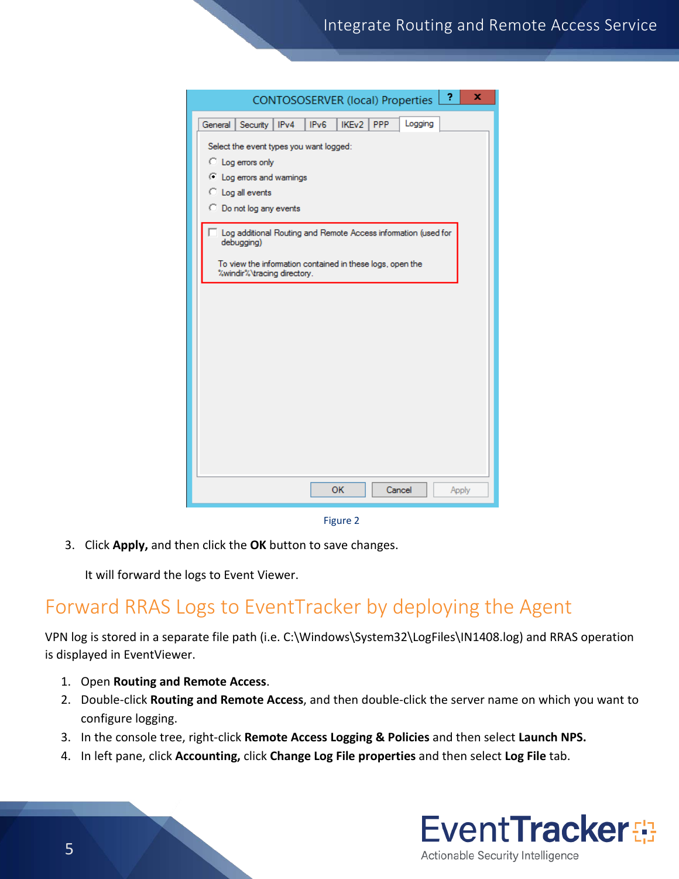Figure 2

3. Click **Apply,** and then click the **OK** button to save changes.

   It will forward the logs to Event Viewer.

## Forward RRAS Logs to EventTracker by deploying the Agent

VPN log is stored in a separate file path (i.e. C:\Windows\System32\LogFiles\IN1408.log) and RRAS operation is displayed in EventViewer.

1. Open **Routing and Remote Access**.
2. Double-click **Routing and Remote Access**, and then double-click the server name on which you want to configure logging.
3. In the console tree, right-click **Remote Access Logging & Policies** and then select **Launch NPS.**
4. In left pane, click **Accounting,** click **Change Log File properties** and then select **Log File** tab.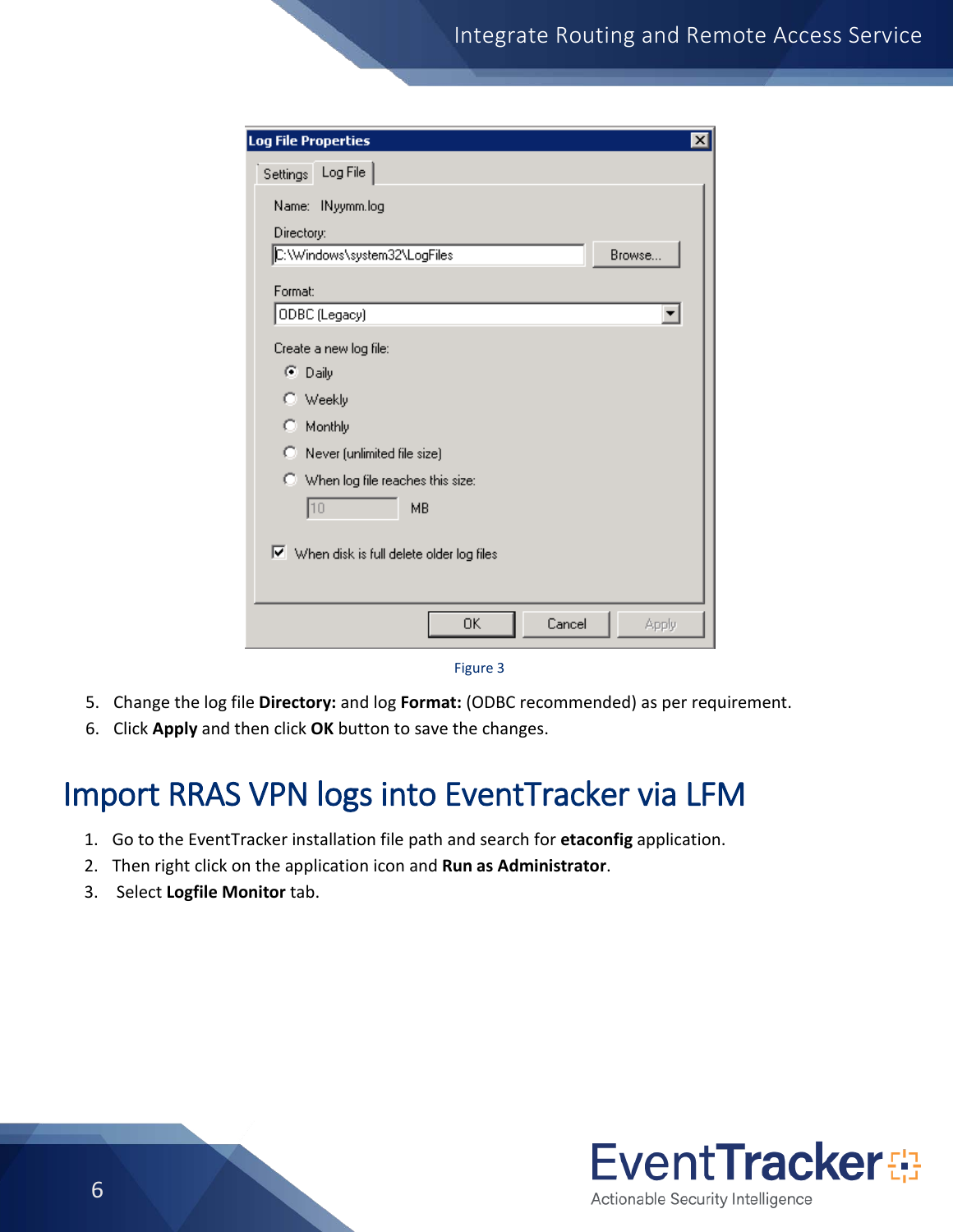Figure 3

5. Change the log file **Directory:** and log **Format:** (ODBC recommended) as per requirement.
6. Click **Apply** and then click **OK** button to save the changes.

# Import RRAS VPN logs into EventTracker via LFM

1. Go to the EventTracker installation file path and search for **etaconfig** application.
2. Then right click on the application icon and **Run as Administrator**.
3. Select **Logfile Monitor** tab.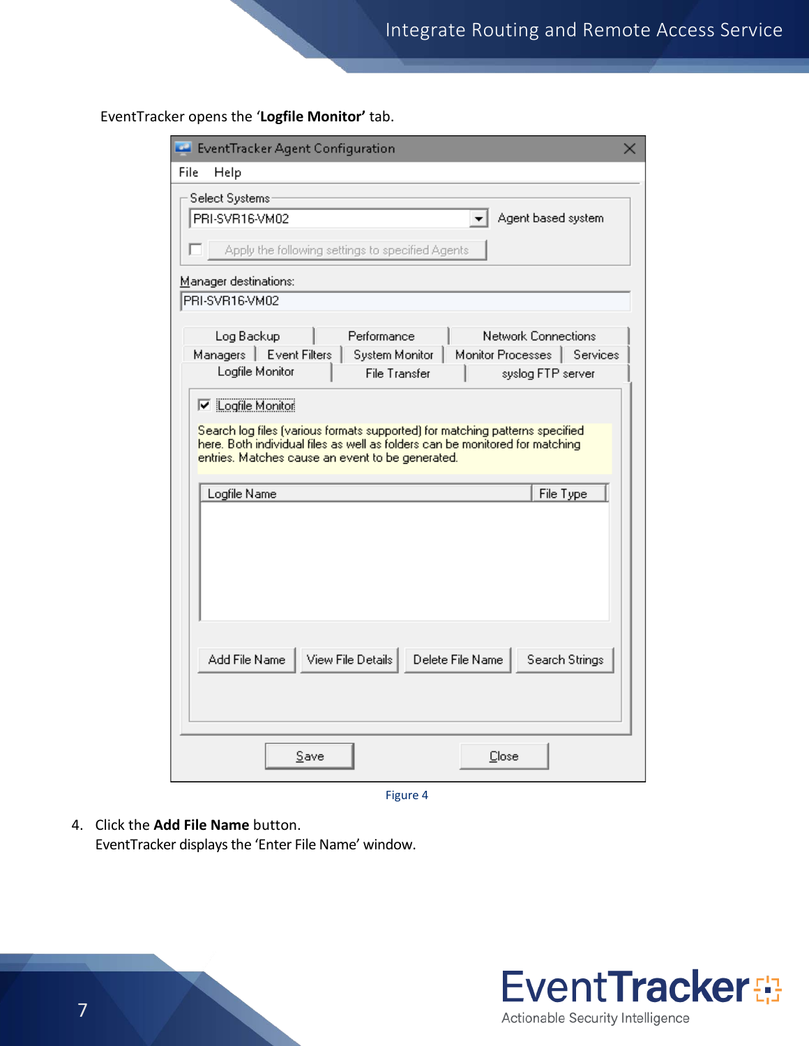EventTracker opens the '**Logfile Monitor'** tab.

Figure 4

4. Click the **Add File Name** button.
   EventTracker displays the 'Enter File Name' window.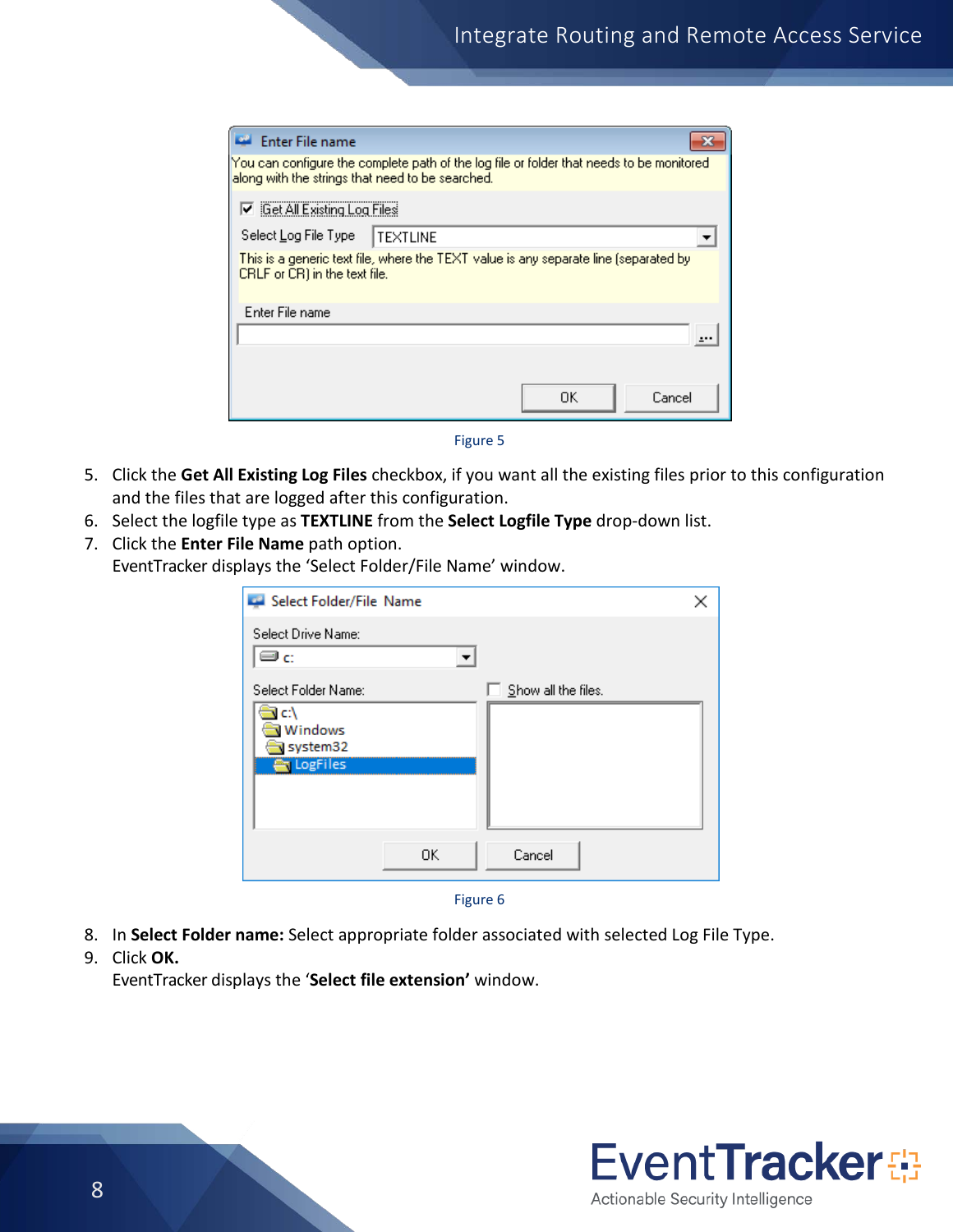Figure 5

5. Click the **Get All Existing Log Files** checkbox, if you want all the existing files prior to this configuration and the files that are logged after this configuration.
6. Select the logfile type as **TEXTLINE** from the **Select Logfile Type** drop-down list.
7. Click the **Enter File Name** path option.
   EventTracker displays the 'Select Folder/File Name' window.

Figure 6

8. In **Select Folder name:** Select appropriate folder associated with selected Log File Type.
9. Click **OK.**
   EventTracker displays the '**Select file extension'** window.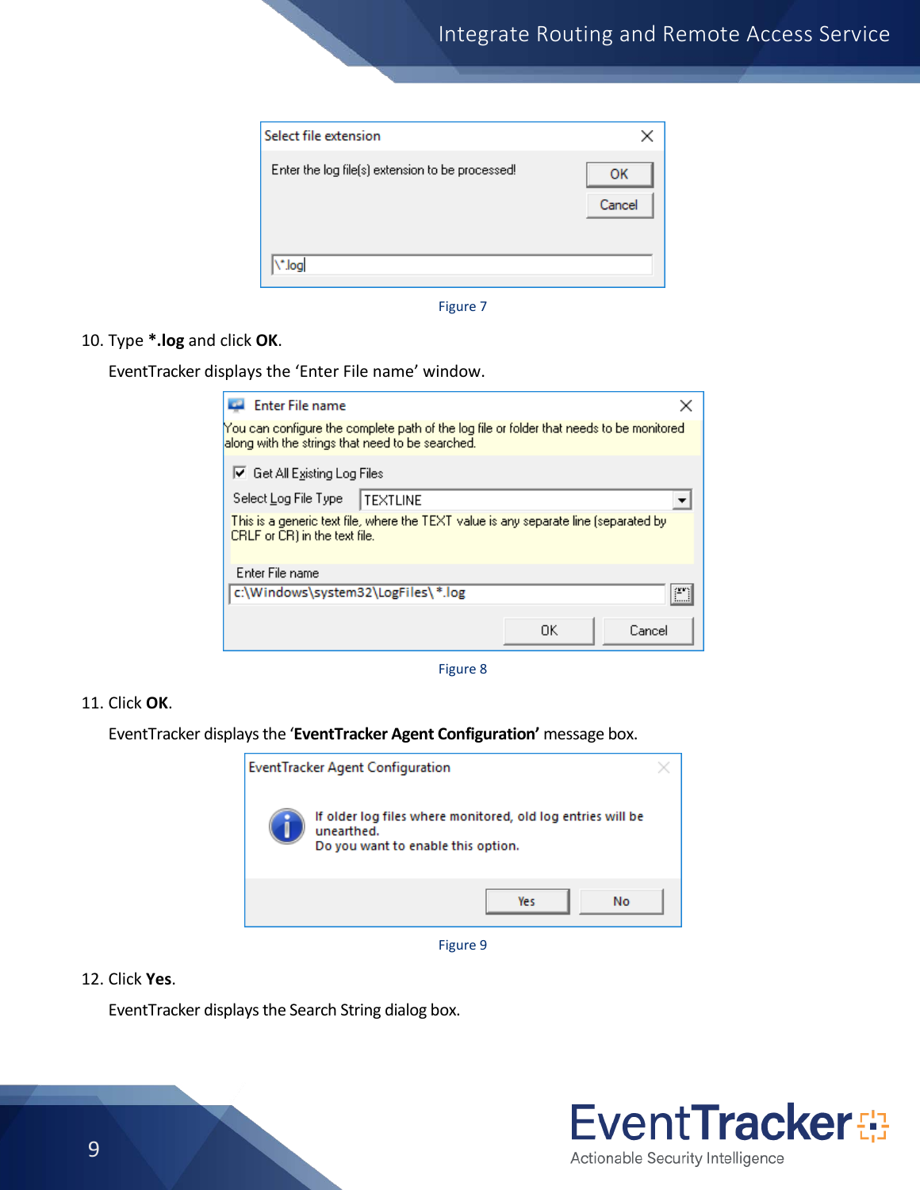Figure 7

10. Type ***.log** and click **OK**.

    EventTracker displays the 'Enter File name' window.

Figure 8

11. Click **OK**.

    EventTracker displays the '**EventTracker Agent Configuration'** message box.

Figure 9

12. Click **Yes**.

    EventTracker displays the Search String dialog box.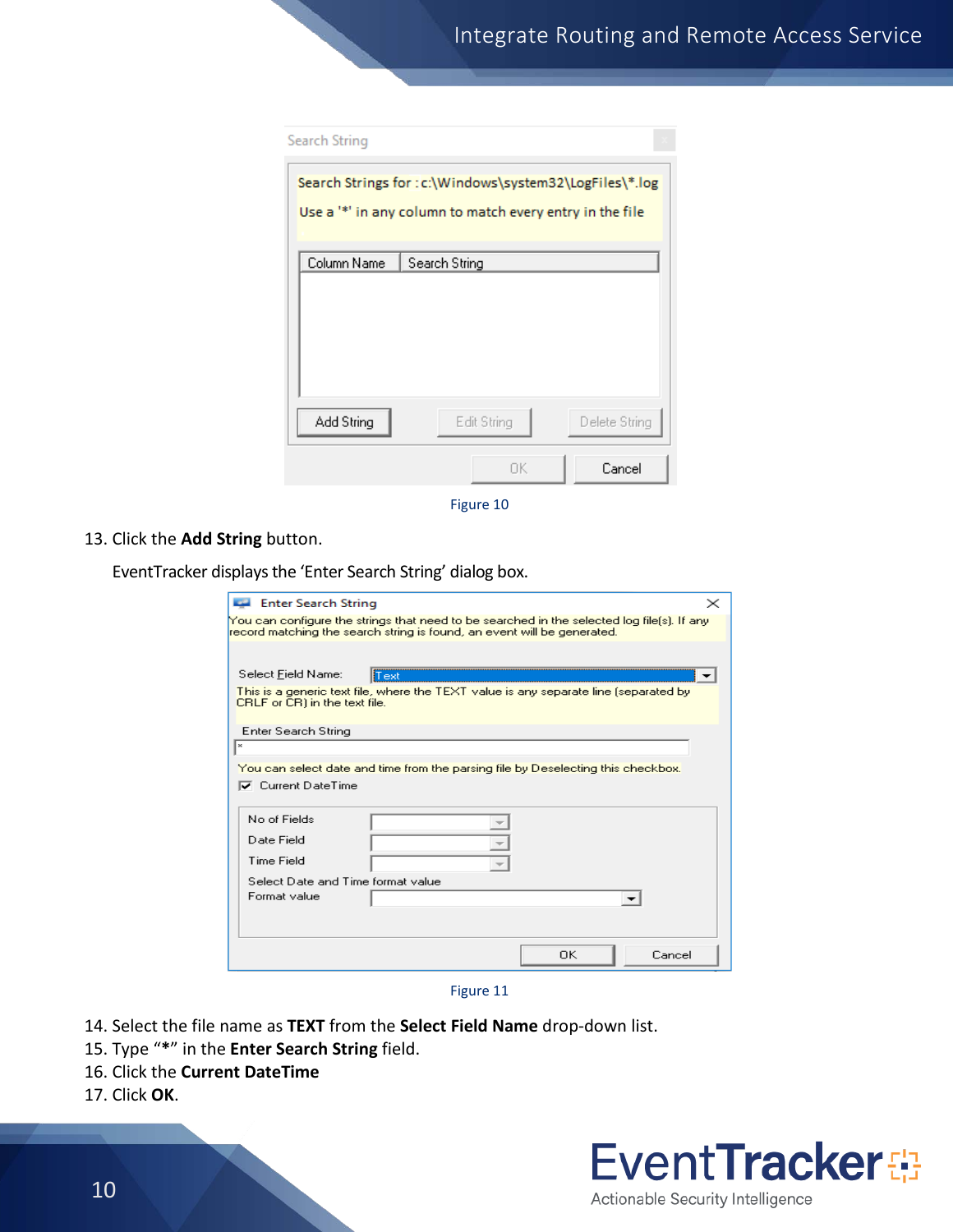Figure 10

13. Click the **Add String** button.

    EventTracker displays the 'Enter Search String' dialog box.

Figure 11

14. Select the file name as **TEXT** from the **Select Field Name** drop-down list.
15. Type "**\***" in the **Enter Search String** field.
16. Click the **Current DateTime**
17. Click **OK**.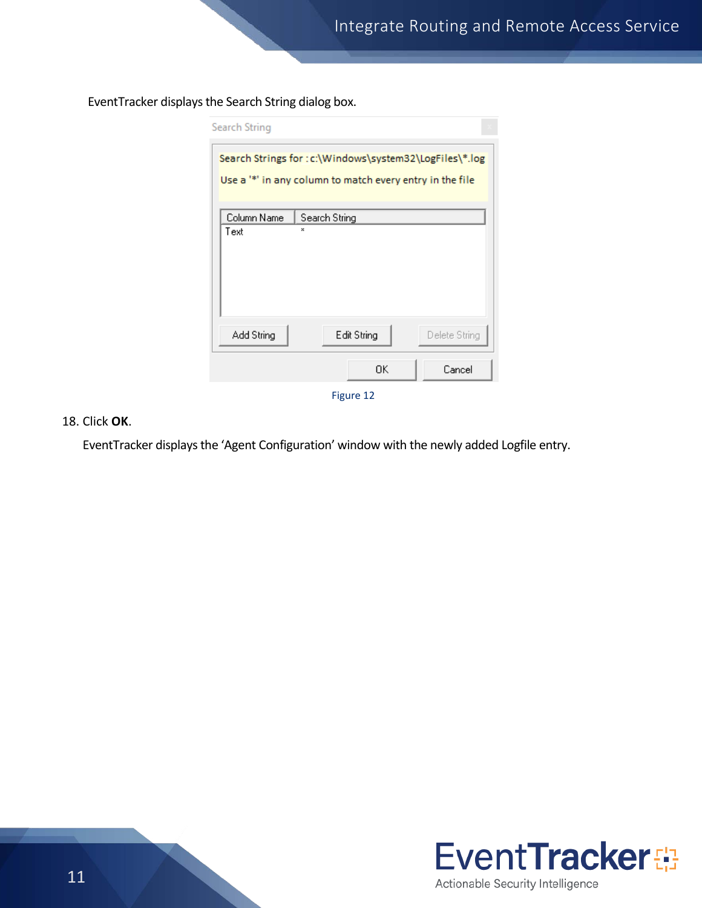EventTracker displays the Search String dialog box.

Figure 12

18. Click **OK**.

    EventTracker displays the ‘Agent Configuration’ window with the newly added Logfile entry.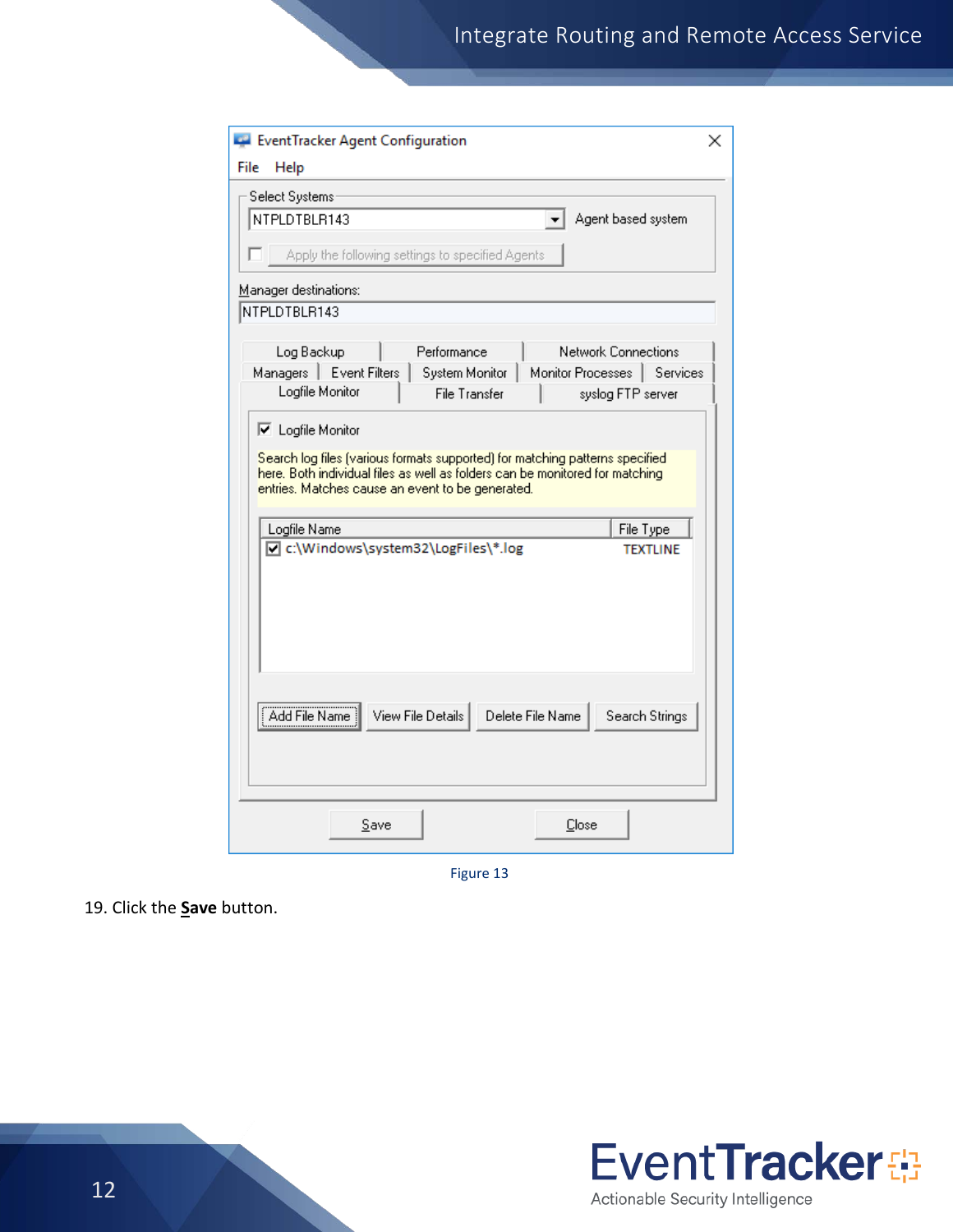Figure 13

19. Click the **Save** button.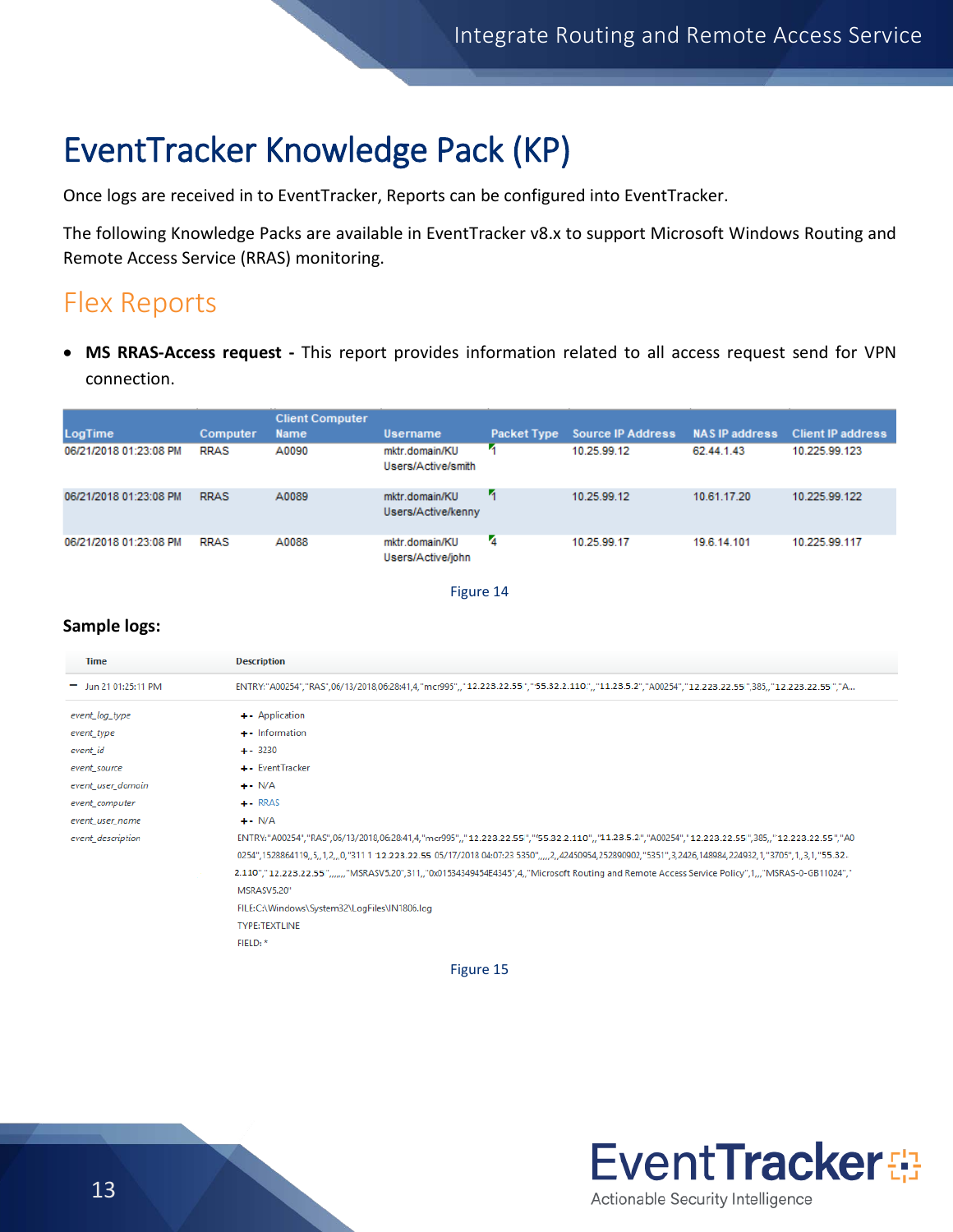# EventTracker Knowledge Pack (KP)

Once logs are received in to EventTracker, Reports can be configured into EventTracker.

The following Knowledge Packs are available in EventTracker v8.x to support Microsoft Windows Routing and Remote Access Service (RRAS) monitoring.

## Flex Reports

- **MS RRAS-Access request -** This report provides information related to all access request send for VPN connection.

| LogTime | Computer | Client Computer Name | Username | Packet Type | Source IP Address | NAS IP address | Client IP address |
|---|---|---|---|---|---|---|---|
| 06/21/2018 01:23:08 PM | RRAS | A0090 | mktr.domain/KU Users/Active/smith | 1 | 10.25.99.12 | 62.44.1.43 | 10.225.99.123 |
| 06/21/2018 01:23:08 PM | RRAS | A0089 | mktr.domain/KU Users/Active/kenny | 1 | 10.25.99.12 | 10.61.17.20 | 10.225.99.122 |
| 06/21/2018 01:23:08 PM | RRAS | A0088 | mktr.domain/KU Users/Active/john | 4 | 10.25.99.17 | 19.6.14.101 | 10.225.99.117 |

Figure 14

**Sample logs:**

| Time | Description |
|---|---|
| Jun 21 01:25:11 PM | ENTRY:"A00254","RAS",06/13/2018,06:28:41,4,"mcr995",,"12.223.22.55","55.32.2.110",,"11.23.5.2","A00254","12.223.22.55",385,,"12.223.22.55","A... |
| event_log_type | Application |
| event_type | Information |
| event_id | 3230 |
| event_source | EventTracker |
| event_user_domain | N/A |
| event_computer | RRAS |
| event_user_name | N/A |
| event_description | ENTRY:"A00254","RAS",06/13/2018,06:28:41,4,"mcr995",,"12.223.22.55","55.32.2.110",,"11.23.5.2","A00254","12.223.22.55",385,,"12.223.22.55","A00254",1528864119,,5,,1,2,,,0,"311 1 12.223.22.55 05/17/2018 04:07:23 5350",,,,,2,,42450954,252890902,"5351",3,2426,148984,224932,1,"3705",1,,3,1,"55.32.2.110","12.223.22.55",,,,,,,"MSRASV5.20",311,,"0x01534349454E4345",4,,"Microsoft Routing and Remote Access Service Policy",1,,,"MSRAS-0-GB11024","MSRASV5.20" FILE:C:\Windows\System32\LogFiles\IN1806.log TYPE:TEXTLINE FIELD: * |

Figure 15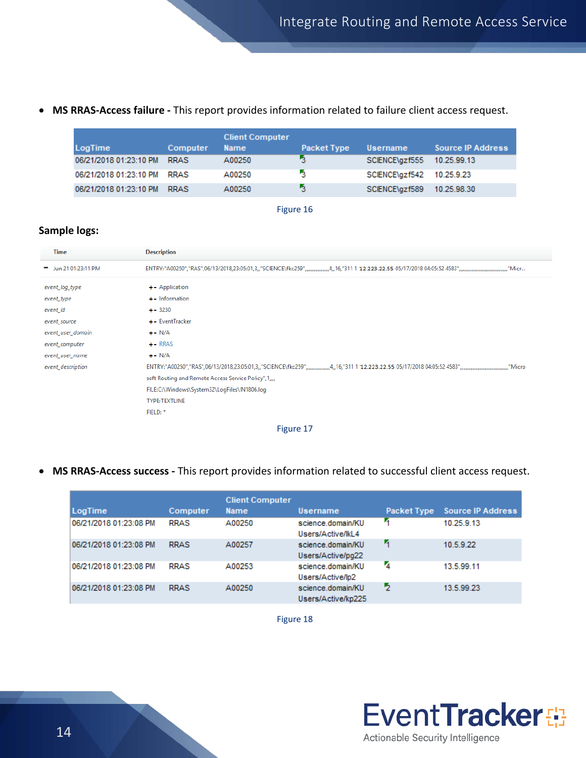- **MS RRAS-Access failure -** This report provides information related to failure client access request.

| LogTime | Computer | Client Computer Name | Packet Type | Username | Source IP Address |
|---|---|---|---|---|---|
| 06/21/2018 01:23:10 PM | RRAS | A00250 | 3 | SCIENCE\gzf555 | 10.25.99.13 |
| 06/21/2018 01:23:10 PM | RRAS | A00250 | 3 | SCIENCE\gzf542 | 10.25.9.23 |
| 06/21/2018 01:23:10 PM | RRAS | A00250 | 3 | SCIENCE\gzf589 | 10.25.98.30 |

Figure 16

**Sample logs:**

| Time | Description |
|---|---|
| Jun 21 01:23:11 PM | ENTRY:"A00250","RAS",06/13/2018,23:05:01,3,,"SCIENCE\fkc259",,,,,,,,,,,,,,,,4,,16,"311 1 12.223.22.55 05/17/2018 04:05:52 4583",,,,,,,,,,,,,,,,,,,,,,,,,,,,,,,"Micr... |
| event_log_type | Application |
| event_type | Information |
| event_id | 3230 |
| event_source | EventTracker |
| event_user_domain | N/A |
| event_computer | RRAS |
| event_user_name | N/A |
| event_description | ENTRY:"A00250","RAS",06/13/2018,23:05:01,3,,"SCIENCE\fkc259",,,,,,,,,,,,,,,,4,,16,"311 1 12.223.22.55 05/17/2018 04:05:52 4583",,,,,,,,,,,,,,,,,,,,,,,,,,,,,,,"Microsoft Routing and Remote Access Service Policy",1,,,, FILE:C:\Windows\System32\LogFiles\IN1806.log TYPE:TEXTLINE FIELD: * |

Figure 17

- **MS RRAS-Access success -** This report provides information related to successful client access request.

| LogTime | Computer | Client Computer Name | Username | Packet Type | Source IP Address |
|---|---|---|---|---|---|
| 06/21/2018 01:23:08 PM | RRAS | A00250 | science.domain/KU Users/Active/lkL4 | 1 | 10.25.9.13 |
| 06/21/2018 01:23:08 PM | RRAS | A00257 | science.domain/KU Users/Active/pg22 | 1 | 10.5.9.22 |
| 06/21/2018 01:23:08 PM | RRAS | A00253 | science.domain/KU Users/Active/lp2 | 4 | 13.5.99.11 |
| 06/21/2018 01:23:08 PM | RRAS | A00250 | science.domain/KU Users/Active/kp225 | 2 | 13.5.99.23 |

Figure 18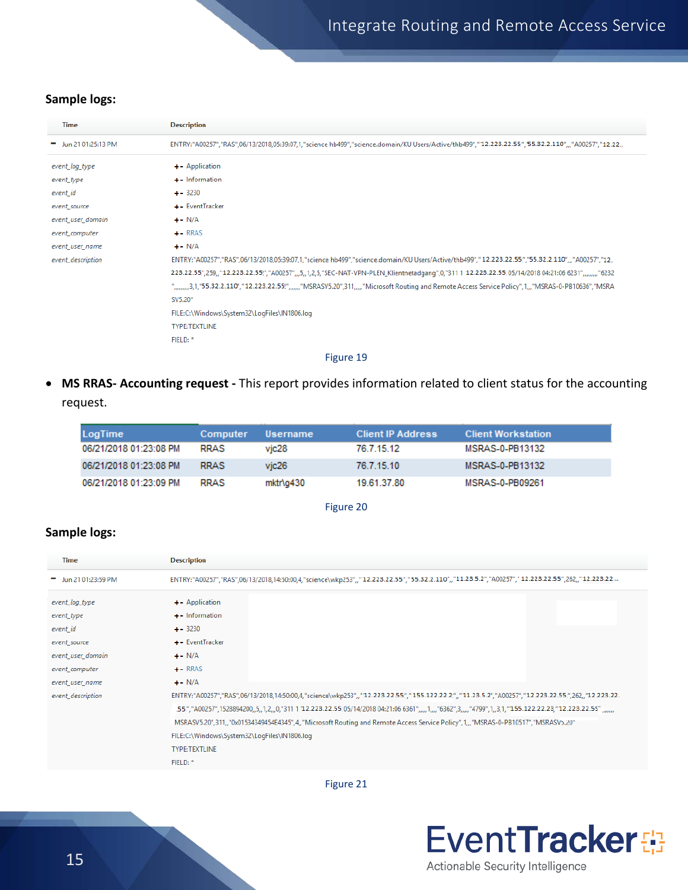**Sample logs:**

| Time | Description |
|---|---|
| Jun 21 01:25:13 PM | ENTRY:"A00257","RAS",06/13/2018,05:39:07,1,"science hb499","science.domain/KU Users/Active/thb499","12.223.22.55","55.32.2.110",,,"A00257","12.22.. |
| event_log_type | Application |
| event_type | Information |
| event_id | 3230 |
| event_source | EventTracker |
| event_user_domain | N/A |
| event_computer | RRAS |
| event_user_name | N/A |
| event_description | ENTRY:"A00257","RAS",06/13/2018,05:39:07,1,"science hb499","science.domain/KU Users/Active/thb499","12.223.22.55","55.32.2.110",,,"A00257","12.223.22.55",259,,"12.223.22.55","A00257",,,5,,1,2,5,"SEC-NAT-VPN-PLEN_Klientnetadgang",0,"311 1 12.223.22.55 05/14/2018 04:21:06 6231",,,,,,,,"6232",,,,,,,,3,1,"55.32.2.110","12.223.22.55",,,,,,"MSRASV5.20",311,,,,,"Microsoft Routing and Remote Access Service Policy",1,,,"MSRAS-0-PB10636","MSRASV5.20" FILE:C:\Windows\System32\LogFiles\IN1806.log TYPE:TEXTLINE FIELD: * |

Figure 19

- **MS RRAS- Accounting request -** This report provides information related to client status for the accounting request.

| LogTime | Computer | Username | Client IP Address | Client Workstation |
|---|---|---|---|---|
| 06/21/2018 01:23:08 PM | RRAS | vjc28 | 76.7.15.12 | MSRAS-0-PB13132 |
| 06/21/2018 01:23:08 PM | RRAS | vjc26 | 76.7.15.10 | MSRAS-0-PB13132 |
| 06/21/2018 01:23:09 PM | RRAS | mktr\g430 | 19.61.37.80 | MSRAS-0-PB09261 |

Figure 20

**Sample logs:**

| Time | Description |
|---|---|
| Jun 21 01:23:59 PM | ENTRY:"A00257","RAS",06/13/2018,14:50:00,4,"science\wkp253",,"12.223.22.55","55.32.2.110",,"11.23.5.2","A00257","12.223.22.55",262,,"12.223.22... |
| event_log_type | Application |
| event_type | Information |
| event_id | 3230 |
| event_source | EventTracker |
| event_user_domain | N/A |
| event_computer | RRAS |
| event_user_name | N/A |
| event_description | ENTRY:"A00257","RAS",06/13/2018,14:50:00,4,"science\wkp253",,"12.223.22.55",,"155.122.22.2",,"11.23.5.2","A00257","12.223.22.55",262,,"12.223.22.55","A00257",1528894200,,5,,1,2,,,0,"311 1 12.223.22.55 05/14/2018 04:21:06 6361",,,,,1,,,,"6362",3,,,,,"4799",1,,3,1,"155.122.22.23,"12.223.22.55",,,,,,MSRASV5.20",311,,"0x01534349454E4345",4,,"Microsoft Routing and Remote Access Service Policy",1,,,"MSRAS-0-PB10517","MSRASV5.20" FILE:C:\Windows\System32\LogFiles\IN1806.log TYPE:TEXTLINE FIELD: * |

Figure 21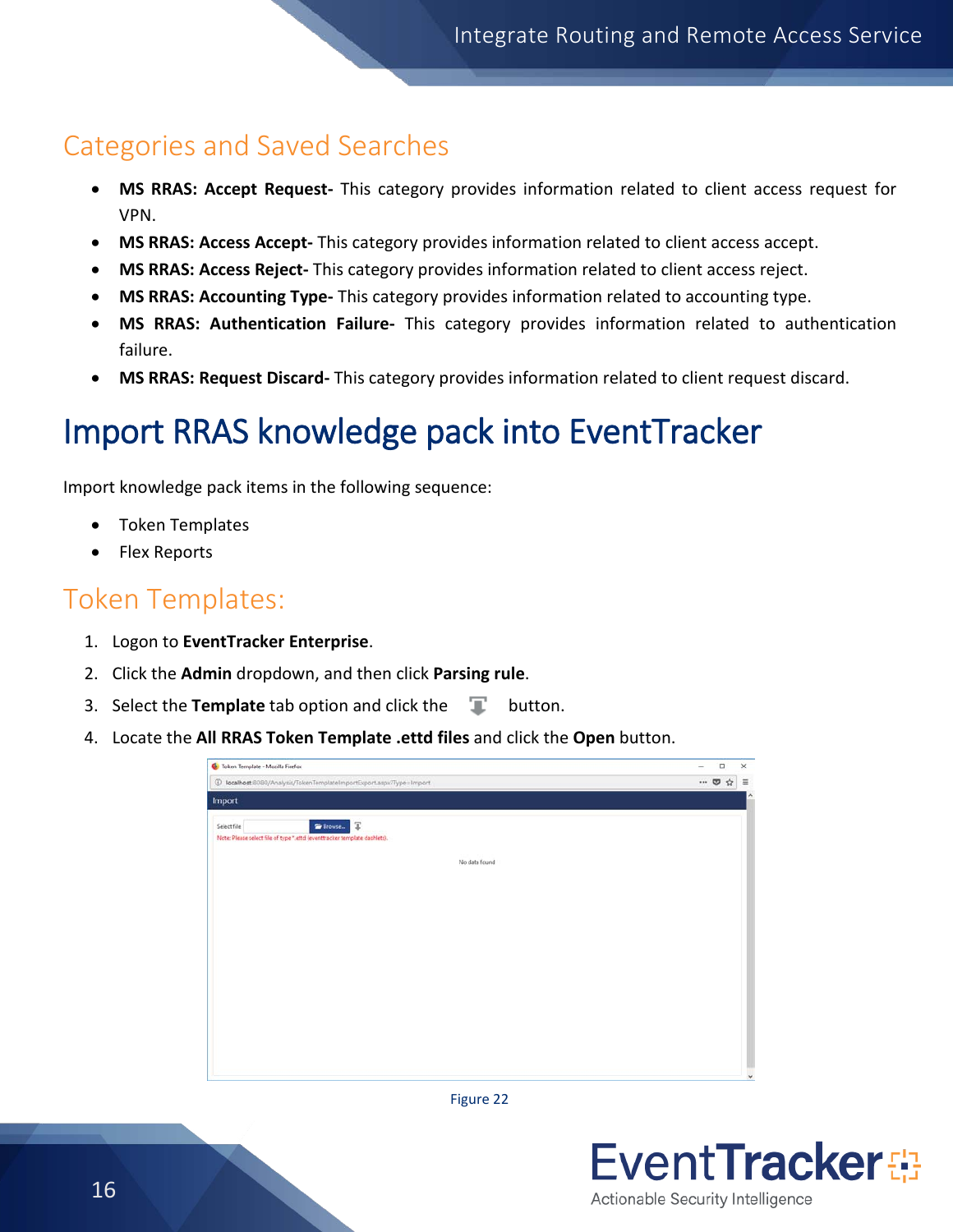## Categories and Saved Searches

- **MS RRAS: Accept Request-** This category provides information related to client access request for VPN.
- **MS RRAS: Access Accept-** This category provides information related to client access accept.
- **MS RRAS: Access Reject-** This category provides information related to client access reject.
- **MS RRAS: Accounting Type-** This category provides information related to accounting type.
- **MS RRAS: Authentication Failure-** This category provides information related to authentication failure.
- **MS RRAS: Request Discard-** This category provides information related to client request discard.

# Import RRAS knowledge pack into EventTracker

Import knowledge pack items in the following sequence:

- Token Templates
- Flex Reports

## Token Templates:

1. Logon to **EventTracker Enterprise**.
2. Click the **Admin** dropdown, and then click **Parsing rule**.
3. Select the **Template** tab option and click the button.
4. Locate the **All RRAS Token Template .ettd files** and click the **Open** button.

Figure 22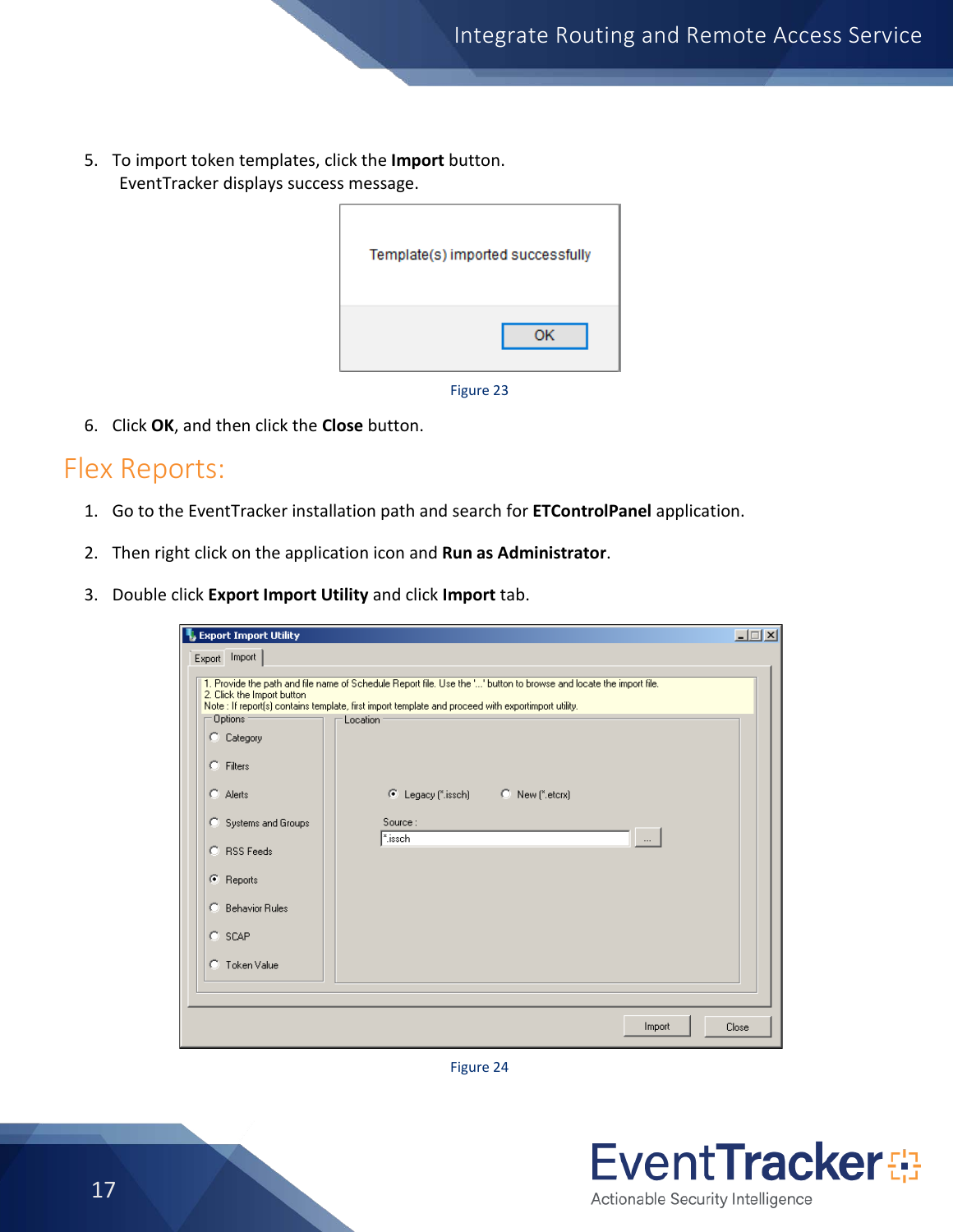5. To import token templates, click the **Import** button.
   EventTracker displays success message.

Figure 23

6. Click **OK**, and then click the **Close** button.

## Flex Reports:

1. Go to the EventTracker installation path and search for **ETControlPanel** application.

2. Then right click on the application icon and **Run as Administrator**.

3. Double click **Export Import Utility** and click **Import** tab.

Figure 24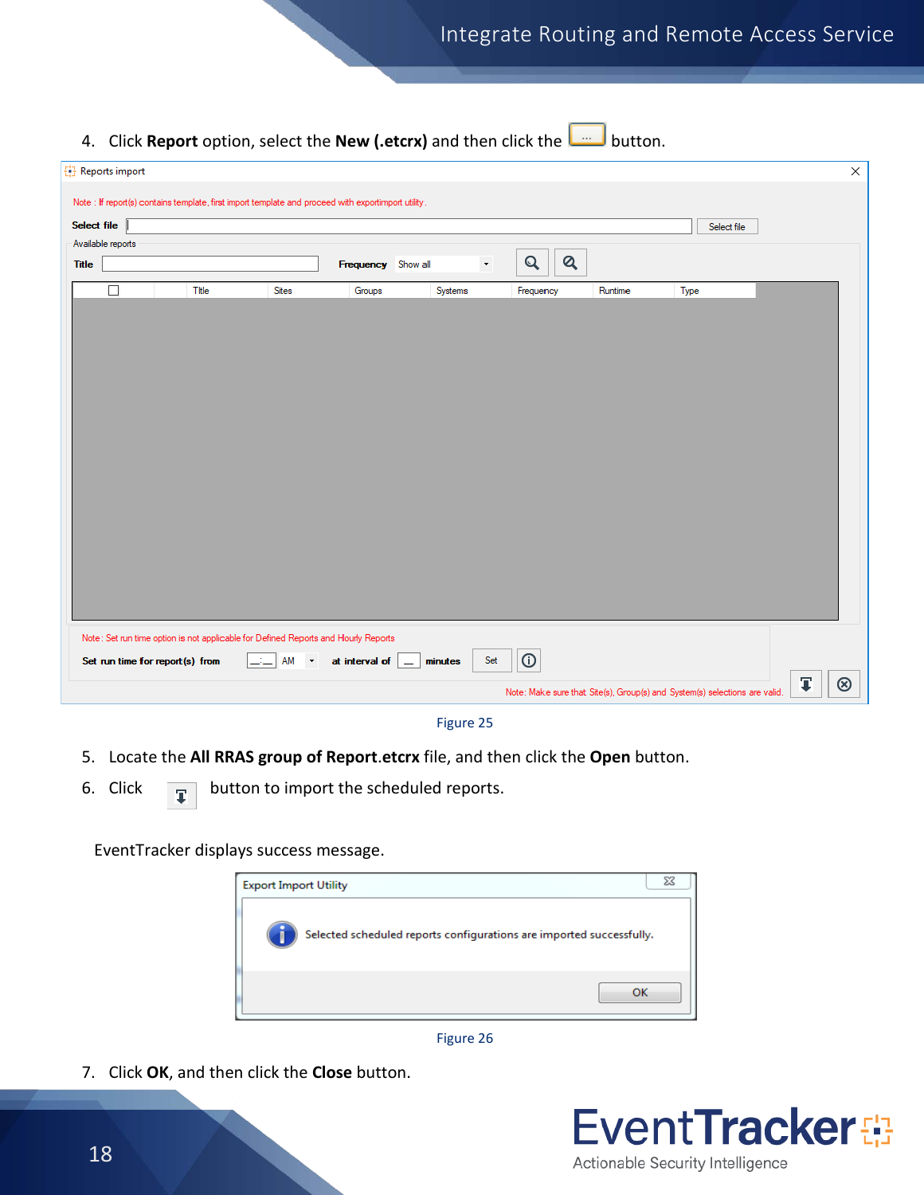4. Click **Report** option, select the **New (.etcrx)** and then click the button.

Figure 25

5. Locate the **All RRAS group of Report**.**etcrx** file, and then click the **Open** button.
6. Click button to import the scheduled reports.

EventTracker displays success message.

Figure 26

7. Click **OK**, and then click the **Close** button.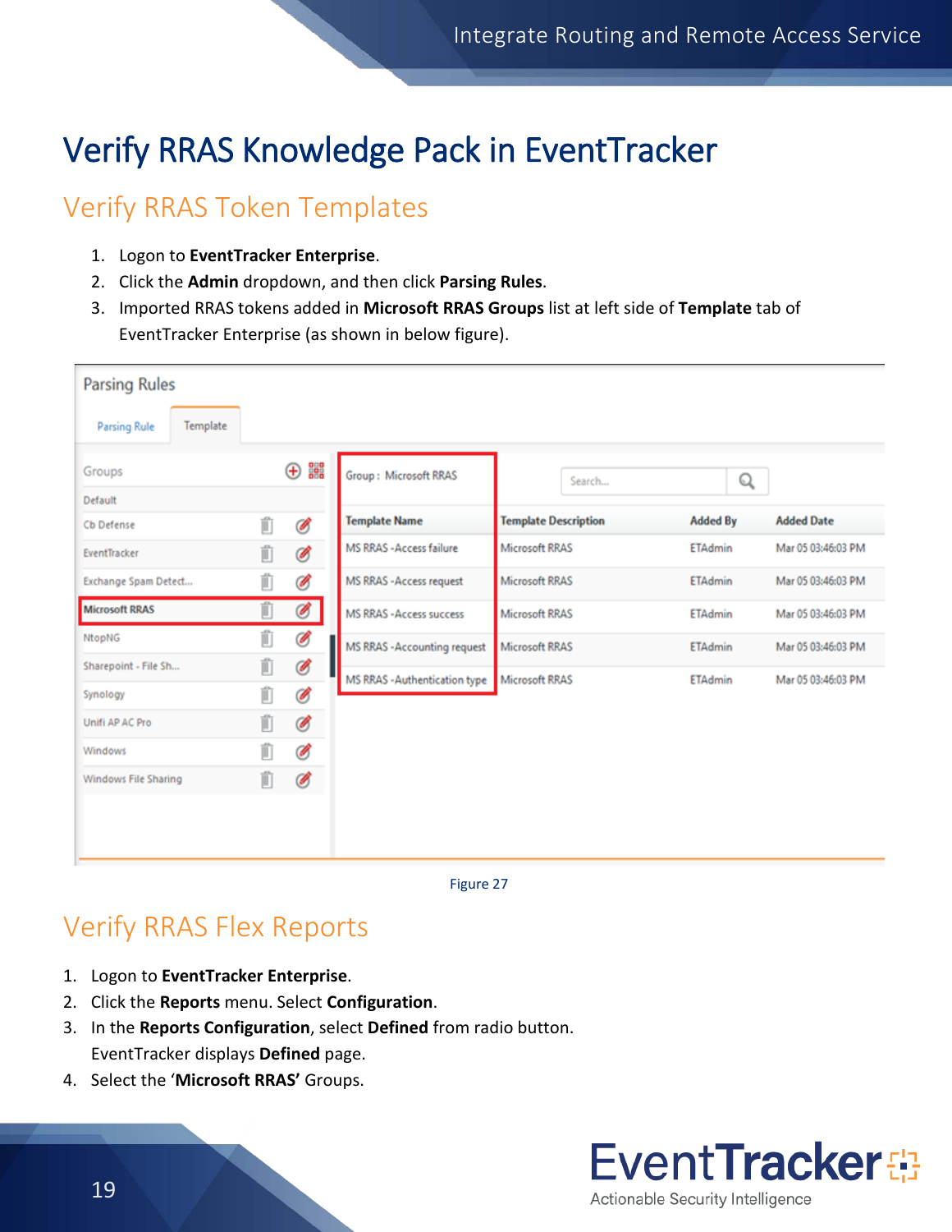# Verify RRAS Knowledge Pack in EventTracker

## Verify RRAS Token Templates

1. Logon to **EventTracker Enterprise**.
2. Click the **Admin** dropdown, and then click **Parsing Rules**.
3. Imported RRAS tokens added in **Microsoft RRAS Groups** list at left side of **Template** tab of EventTracker Enterprise (as shown in below figure).

Figure 27

## Verify RRAS Flex Reports

1. Logon to **EventTracker Enterprise**.
2. Click the **Reports** menu. Select **Configuration**.
3. In the **Reports Configuration**, select **Defined** from radio button.
   EventTracker displays **Defined** page.
4. Select the '**Microsoft RRAS'** Groups.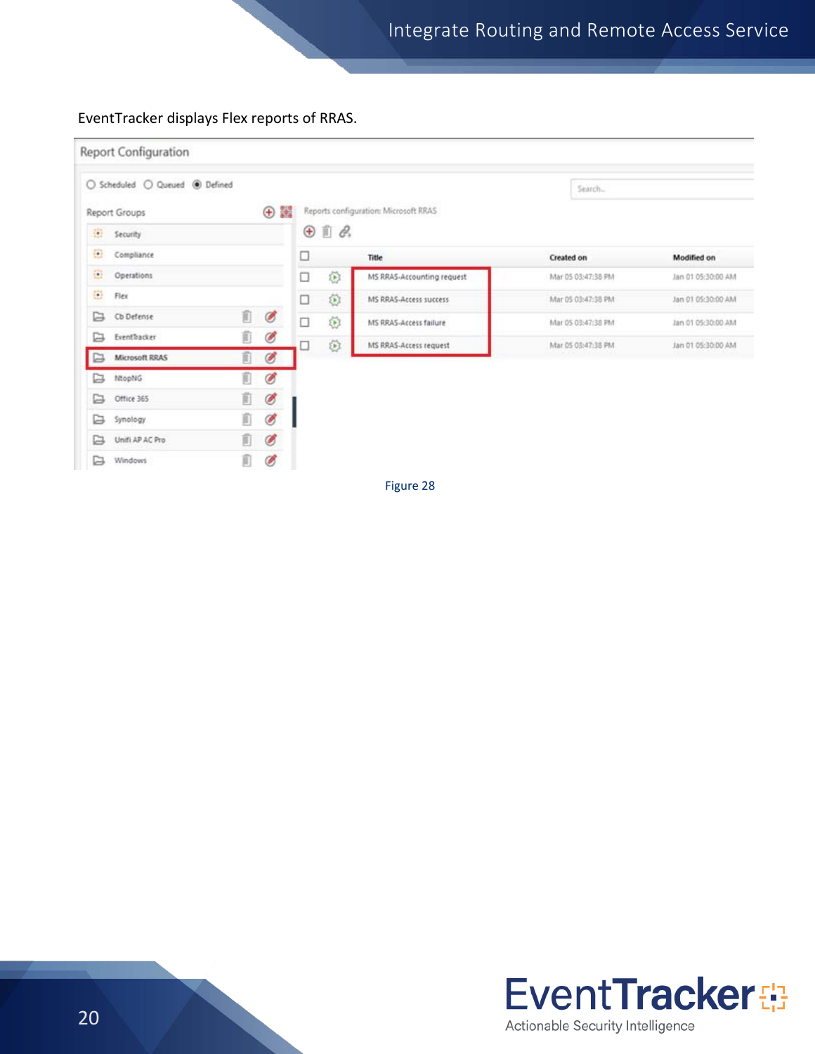EventTracker displays Flex reports of RRAS.

Figure 28